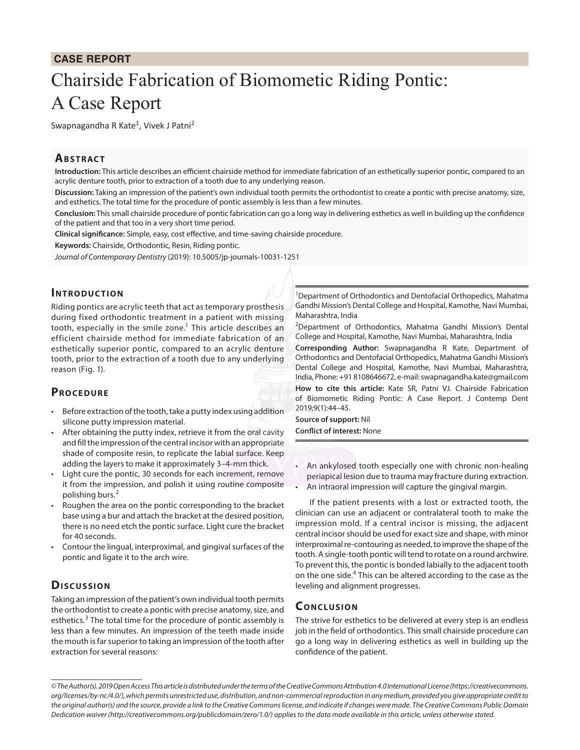**CASE REPORT**

# Chairside Fabrication of Biomometic Riding Pontic: A Case Report

Swapnagandha R Kate[1], Vivek J Patni[2]

## Abstract

**Introduction:** This article describes an efficient chairside method for immediate fabrication of an esthetically superior pontic, compared to an acrylic denture tooth, prior to extraction of a tooth due to any underlying reason.

**Discussion:** Taking an impression of the patient's own individual tooth permits the orthodontist to create a pontic with precise anatomy, size, and esthetics. The total time for the procedure of pontic assembly is less than a few minutes.

**Conclusion:** This small chairside procedure of pontic fabrication can go a long way in delivering esthetics as well in building up the confidence of the patient and that too in a very short time period.

**Clinical significance:** Simple, easy, cost effective, and time-saving chairside procedure.

**Keywords:** Chairside, Orthodontic, Resin, Riding pontic.

*Journal of Contemporary Dentistry* (2019): 10.5005/jp-journals-10031-1251

## Introduction

Riding pontics are acrylic teeth that act as temporary prosthesis during fixed orthodontic treatment in a patient with missing tooth, especially in the smile zone.[1] This article describes an efficient chairside method for immediate fabrication of an esthetically superior pontic, compared to an acrylic denture tooth, prior to the extraction of a tooth due to any underlying reason (Fig. 1).

## Procedure

- Before extraction of the tooth, take a putty index using addition silicone putty impression material.
- After obtaining the putty index, retrieve it from the oral cavity and fill the impression of the central incisor with an appropriate shade of composite resin, to replicate the labial surface. Keep adding the layers to make it approximately 3–4-mm thick.
- Light cure the pontic, 30 seconds for each increment, remove it from the impression, and polish it using routine composite polishing burs.[2]
- Roughen the area on the pontic corresponding to the bracket base using a bur and attach the bracket at the desired position, there is no need etch the pontic surface. Light cure the bracket for 40 seconds.
- Contour the lingual, interproximal, and gingival surfaces of the pontic and ligate it to the arch wire.

## Discussion

Taking an impression of the patient's own individual tooth permits the orthodontist to create a pontic with precise anatomy, size, and esthetics.[3] The total time for the procedure of pontic assembly is less than a few minutes. An impression of the teeth made inside the mouth is far superior to taking an impression of the tooth after extraction for several reasons:

- An ankylosed tooth especially one with chronic non-healing periapical lesion due to trauma may fracture during extraction.
- An intraoral impression will capture the gingival margin.

If the patient presents with a lost or extracted tooth, the clinician can use an adjacent or contralateral tooth to make the impression mold. If a central incisor is missing, the adjacent central incisor should be used for exact size and shape, with minor interproximal re-contouring as needed, to improve the shape of the tooth. A single-tooth pontic will tend to rotate on a round archwire. To prevent this, the pontic is bonded labially to the adjacent tooth on the one side.[4] This can be altered according to the case as the leveling and alignment progresses.

## Conclusion

The strive for esthetics to be delivered at every step is an endless job in the field of orthodontics. This small chairside procedure can go a long way in delivering esthetics as well in building up the confidence of the patient.

---

[1]Department of Orthodontics and Dentofacial Orthopedics, Mahatma Gandhi Mission's Dental College and Hospital, Kamothe, Navi Mumbai, Maharashtra, India

[2]Department of Orthodontics, Mahatma Gandhi Mission's Dental College and Hospital, Kamothe, Navi Mumbai, Maharashtra, India

**Corresponding Author:** Swapnagandha R Kate, Department of Orthodontics and Dentofacial Orthopedics, Mahatma Gandhi Mission's Dental College and Hospital, Kamothe, Navi Mumbai, Maharashtra, India, Phone: +91 8108646672, e-mail: swapnagandha.kate@gmail.com

**How to cite this article:** Kate SR, Patni VJ. Chairside Fabrication of Biomometic Riding Pontic: A Case Report. J Contemp Dent 2019;9(1):44–45.

**Source of support:** Nil

**Conflict of interest:** None

© The Author(s). 2019 Open Access This article is distributed under the terms of the Creative Commons Attribution 4.0 International License (https://creativecommons.org/licenses/by-nc/4.0/), which permits unrestricted use, distribution, and non-commercial reproduction in any medium, provided you give appropriate credit to the original author(s) and the source, provide a link to the Creative Commons license, and indicate if changes were made. The Creative Commons Public Domain Dedication waiver (http://creativecommons.org/publicdomain/zero/1.0/) applies to the data made available in this article, unless otherwise stated.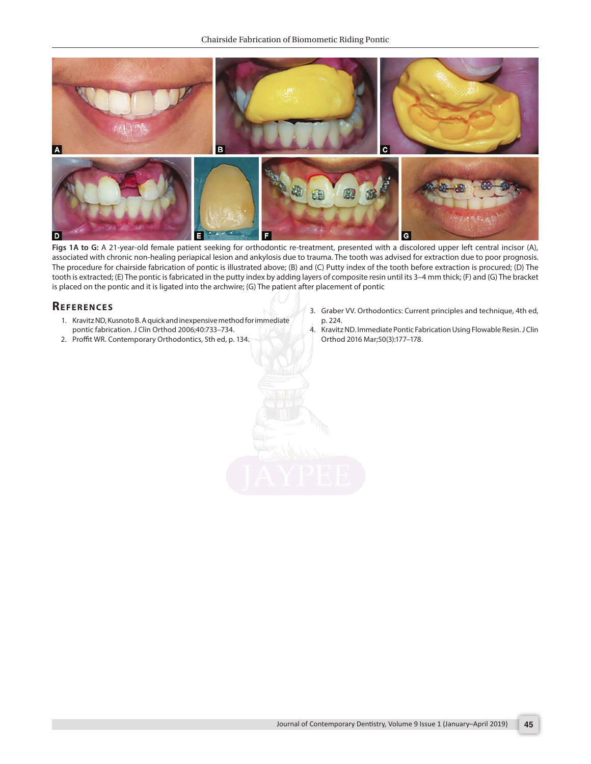**Figs 1A to G:** A 21-year-old female patient seeking for orthodontic re-treatment, presented with a discolored upper left central incisor (A), associated with chronic non-healing periapical lesion and ankylosis due to trauma. The tooth was advised for extraction due to poor prognosis. The procedure for chairside fabrication of pontic is illustrated above; (B) and (C) Putty index of the tooth before extraction is procured; (D) The tooth is extracted; (E) The pontic is fabricated in the putty index by adding layers of composite resin until its 3–4 mm thick; (F) and (G) The bracket is placed on the pontic and it is ligated into the archwire; (G) The patient after placement of pontic

## References

1. Kravitz ND, Kusnoto B. A quick and inexpensive method for immediate pontic fabrication. J Clin Orthod 2006;40:733–734.
2. Proffit WR. Contemporary Orthodontics, 5th ed, p. 134.
3. Graber VV. Orthodontics: Current principles and technique, 4th ed, p. 224.
4. Kravitz ND. Immediate Pontic Fabrication Using Flowable Resin. J Clin Orthod 2016 Mar;50(3):177–178.